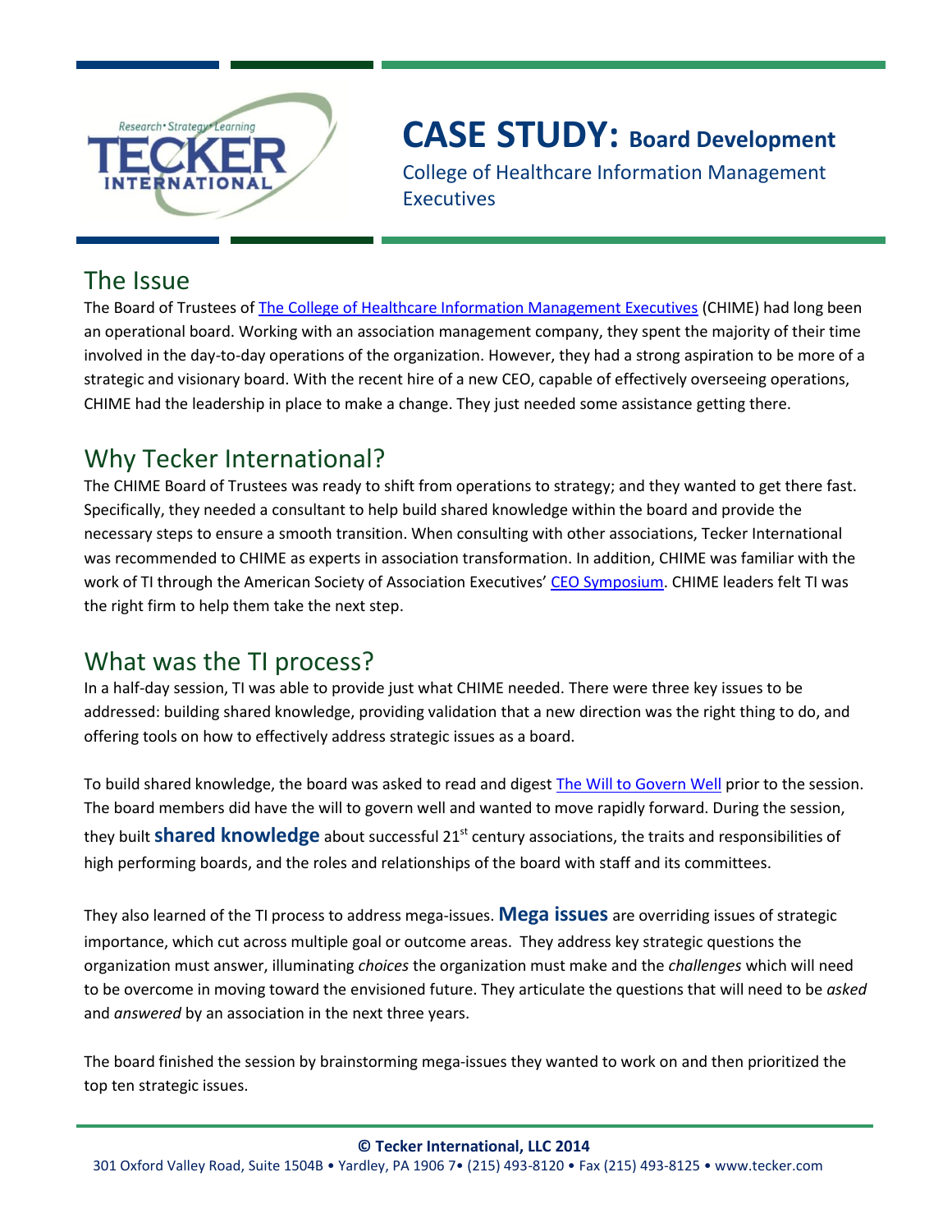# CASE STUDY: Board Development

College of Healthcare Information Management Executives

## The Issue

The Board of Trustees of The College of Healthcare Information Management Executives (CHIME) had long been an operational board. Working with an association management company, they spent the majority of their time involved in the day-to-day operations of the organization. However, they had a strong aspiration to be more of a strategic and visionary board. With the recent hire of a new CEO, capable of effectively overseeing operations, CHIME had the leadership in place to make a change. They just needed some assistance getting there.

## Why Tecker International?

The CHIME Board of Trustees was ready to shift from operations to strategy; and they wanted to get there fast. Specifically, they needed a consultant to help build shared knowledge within the board and provide the necessary steps to ensure a smooth transition. When consulting with other associations, Tecker International was recommended to CHIME as experts in association transformation. In addition, CHIME was familiar with the work of TI through the American Society of Association Executives' CEO Symposium. CHIME leaders felt TI was the right firm to help them take the next step.

## What was the TI process?

In a half-day session, TI was able to provide just what CHIME needed. There were three key issues to be addressed: building shared knowledge, providing validation that a new direction was the right thing to do, and offering tools on how to effectively address strategic issues as a board.

To build shared knowledge, the board was asked to read and digest The Will to Govern Well prior to the session. The board members did have the will to govern well and wanted to move rapidly forward. During the session, they built **shared knowledge** about successful 21st century associations, the traits and responsibilities of high performing boards, and the roles and relationships of the board with staff and its committees.

They also learned of the TI process to address mega-issues. **Mega issues** are overriding issues of strategic importance, which cut across multiple goal or outcome areas. They address key strategic questions the organization must answer, illuminating *choices* the organization must make and the *challenges* which will need to be overcome in moving toward the envisioned future. They articulate the questions that will need to be *asked* and *answered* by an association in the next three years.

The board finished the session by brainstorming mega-issues they wanted to work on and then prioritized the top ten strategic issues.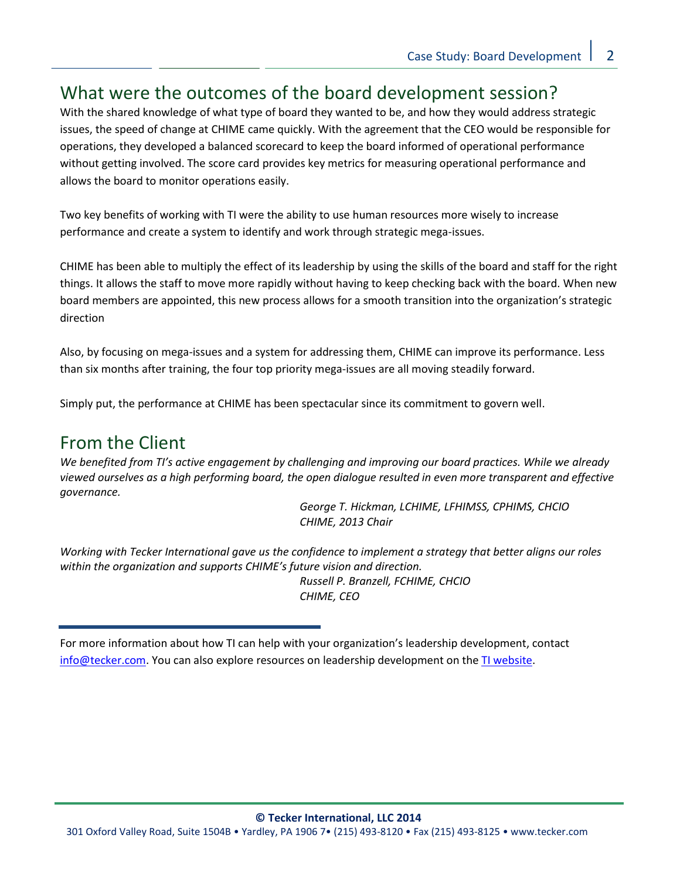## What were the outcomes of the board development session?

With the shared knowledge of what type of board they wanted to be, and how they would address strategic issues, the speed of change at CHIME came quickly. With the agreement that the CEO would be responsible for operations, they developed a balanced scorecard to keep the board informed of operational performance without getting involved. The score card provides key metrics for measuring operational performance and allows the board to monitor operations easily.

Two key benefits of working with TI were the ability to use human resources more wisely to increase performance and create a system to identify and work through strategic mega-issues.

CHIME has been able to multiply the effect of its leadership by using the skills of the board and staff for the right things. It allows the staff to move more rapidly without having to keep checking back with the board. When new board members are appointed, this new process allows for a smooth transition into the organization's strategic direction

Also, by focusing on mega-issues and a system for addressing them, CHIME can improve its performance. Less than six months after training, the four top priority mega-issues are all moving steadily forward.

Simply put, the performance at CHIME has been spectacular since its commitment to govern well.

## From the Client

*We benefited from TI's active engagement by challenging and improving our board practices. While we already viewed ourselves as a high performing board, the open dialogue resulted in even more transparent and effective governance.*

*George T. Hickman, LCHIME, LFHIMSS, CPHIMS, CHCIO*
*CHIME, 2013 Chair*

*Working with Tecker International gave us the confidence to implement a strategy that better aligns our roles within the organization and supports CHIME's future vision and direction.*

*Russell P. Branzell, FCHIME, CHCIO*
*CHIME, CEO*

---

For more information about how TI can help with your organization's leadership development, contact info@tecker.com. You can also explore resources on leadership development on the TI website.

**© Tecker International, LLC 2014**

301 Oxford Valley Road, Suite 1504B • Yardley, PA 1906 7• (215) 493-8120 • Fax (215) 493-8125 • www.tecker.com